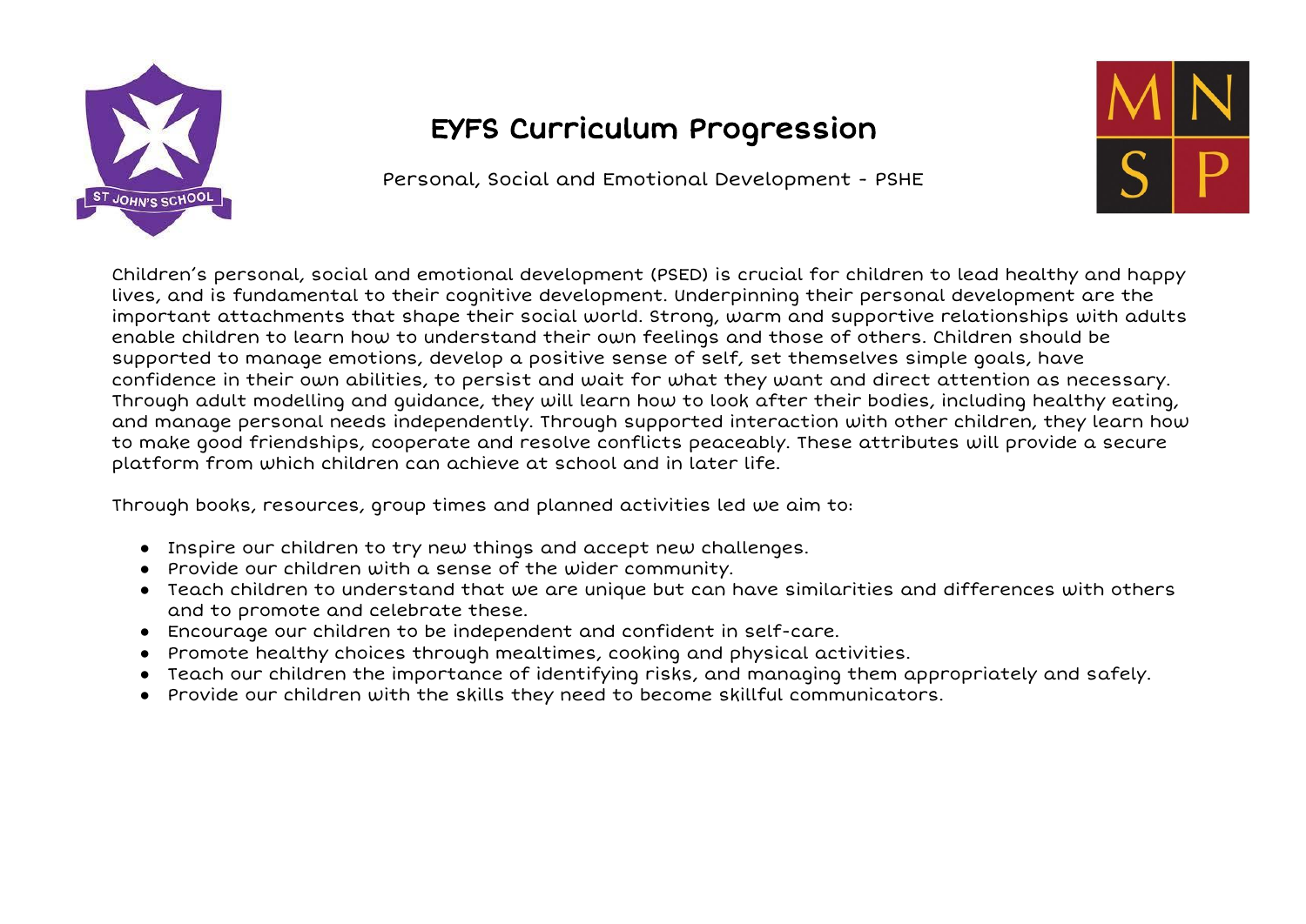# EYFS Curriculum Progression

Personal, Social and Emotional Development - PSHE

Children's personal, social and emotional development (PSED) is crucial for children to lead healthy and happy lives, and is fundamental to their cognitive development. Underpinning their personal development are the important attachments that shape their social world. Strong, warm and supportive relationships with adults enable children to learn how to understand their own feelings and those of others. Children should be supported to manage emotions, develop a positive sense of self, set themselves simple goals, have confidence in their own abilities, to persist and wait for what they want and direct attention as necessary. Through adult modelling and guidance, they will learn how to look after their bodies, including healthy eating, and manage personal needs independently. Through supported interaction with other children, they learn how to make good friendships, cooperate and resolve conflicts peaceably. These attributes will provide a secure platform from which children can achieve at school and in later life.

Through books, resources, group times and planned activities led we aim to:

- Inspire our children to try new things and accept new challenges.
- Provide our children with a sense of the wider community.
- Teach children to understand that we are unique but can have similarities and differences with others and to promote and celebrate these.
- Encourage our children to be independent and confident in self-care.
- Promote healthy choices through mealtimes, cooking and physical activities.
- Teach our children the importance of identifying risks, and managing them appropriately and safely.
- Provide our children with the skills they need to become skillful communicators.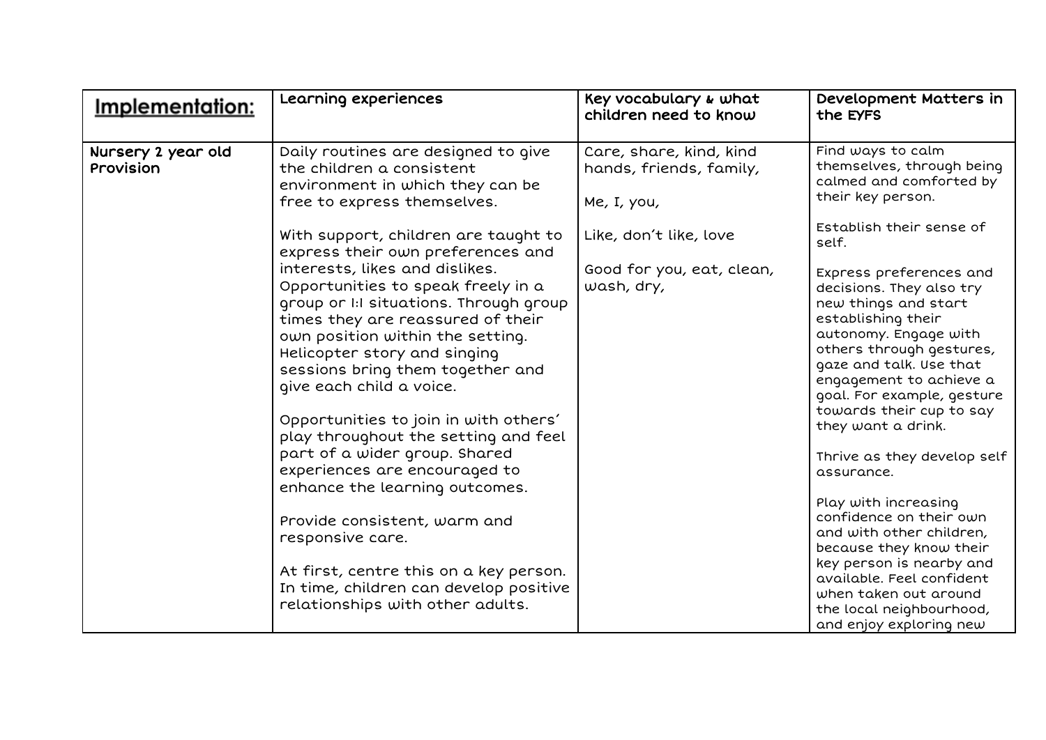| Implementation: | Learning experiences | Key vocabulary & what children need to know | Development Matters in the EYFS |
|---|---|---|---|
| Nursery 2 year old Provision | Daily routines are designed to give the children a consistent environment in which they can be free to express themselves.<br><br>With support, children are taught to express their own preferences and interests, likes and dislikes. Opportunities to speak freely in a group or 1:1 situations. Through group times they are reassured of their own position within the setting. Helicopter story and singing sessions bring them together and give each child a voice.<br><br>Opportunities to join in with others' play throughout the setting and feel part of a wider group. Shared experiences are encouraged to enhance the learning outcomes.<br><br>Provide consistent, warm and responsive care.<br><br>At first, centre this on a key person. In time, children can develop positive relationships with other adults. | Care, share, kind, kind hands, friends, family,<br><br>Me, I, you,<br><br>Like, don't like, love<br><br>Good for you, eat, clean, wash, dry, | Find ways to calm themselves, through being calmed and comforted by their key person.<br><br>Establish their sense of self.<br><br>Express preferences and decisions. They also try new things and start establishing their autonomy. Engage with others through gestures, gaze and talk. Use that engagement to achieve a goal. For example, gesture towards their cup to say they want a drink.<br><br>Thrive as they develop self assurance.<br><br>Play with increasing confidence on their own and with other children, because they know their key person is nearby and available. Feel confident when taken out around the local neighbourhood, and enjoy exploring new |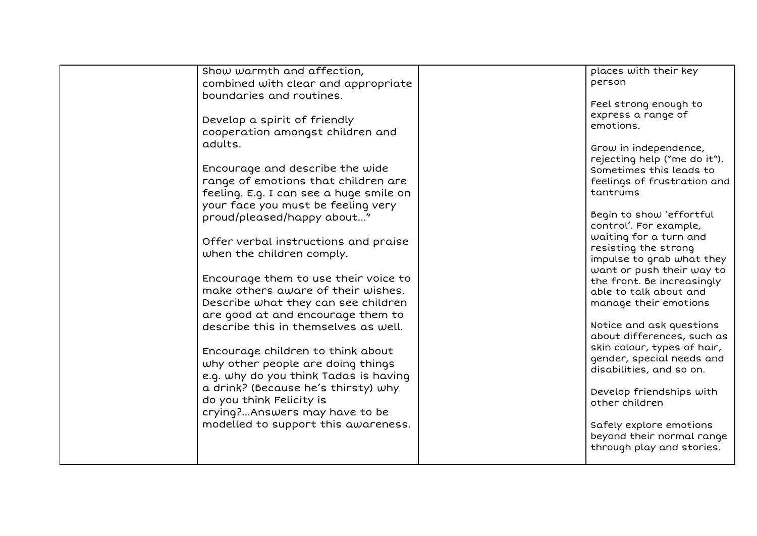| | | | |
|---|---|---|---|
| | Show warmth and affection, combined with clear and appropriate boundaries and routines.<br><br>Develop a spirit of friendly cooperation amongst children and adults.<br><br>Encourage and describe the wide range of emotions that children are feeling. E.g. I can see a huge smile on your face you must be feeling very proud/pleased/happy about…"<br><br>Offer verbal instructions and praise when the children comply.<br><br>Encourage them to use their voice to make others aware of their wishes. Describe what they can see children are good at and encourage them to describe this in themselves as well.<br><br>Encourage children to think about why other people are doing things e.g. why do you think Tadas is having a drink? (Because he's thirsty) why do you think Felicity is crying?...Answers may have to be modelled to support this awareness. | | places with their key person<br><br>Feel strong enough to express a range of emotions.<br><br>Grow in independence, rejecting help ("me do it"). Sometimes this leads to feelings of frustration and tantrums<br><br>Begin to show 'effortful control'. For example, waiting for a turn and resisting the strong impulse to grab what they want or push their way to the front. Be increasingly able to talk about and manage their emotions<br><br>Notice and ask questions about differences, such as skin colour, types of hair, gender, special needs and disabilities, and so on.<br><br>Develop friendships with other children<br><br>Safely explore emotions beyond their normal range through play and stories. |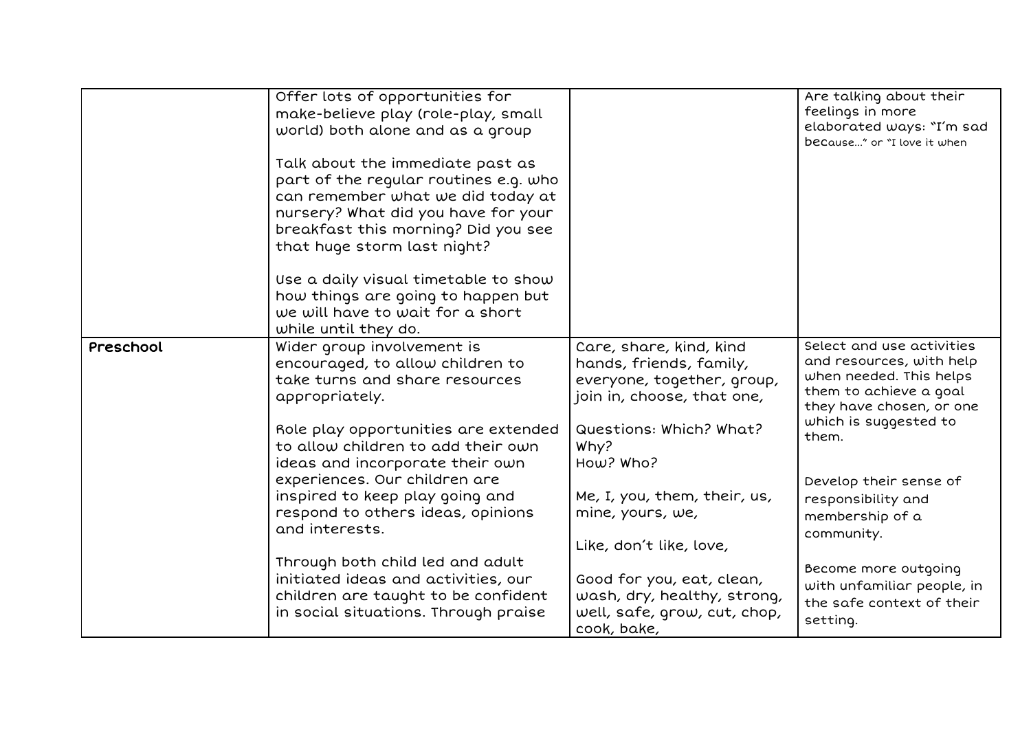| | | | |
|---|---|---|---|
| | Offer lots of opportunities for make-believe play (role-play, small world) both alone and as a group<br><br>Talk about the immediate past as part of the regular routines e.g. who can remember what we did today at nursery? What did you have for your breakfast this morning? Did you see that huge storm last night?<br><br>Use a daily visual timetable to show how things are going to happen but we will have to wait for a short while until they do. | | Are talking about their feelings in more elaborated ways: "I'm sad because..." or "I love it when |
| **Preschool** | Wider group involvement is encouraged, to allow children to take turns and share resources appropriately.<br><br>Role play opportunities are extended to allow children to add their own ideas and incorporate their own experiences. Our children are inspired to keep play going and respond to others ideas, opinions and interests.<br><br>Through both child led and adult initiated ideas and activities, our children are taught to be confident in social situations. Through praise | Care, share, kind, kind hands, friends, family, everyone, together, group, join in, choose, that one,<br><br>Questions: Which? What? Why?<br>How? Who?<br><br>Me, I, you, them, their, us, mine, yours, we,<br><br>Like, don't like, love,<br><br>Good for you, eat, clean, wash, dry, healthy, strong, well, safe, grow, cut, chop, cook, bake, | Select and use activities and resources, with help when needed. This helps them to achieve a goal they have chosen, or one which is suggested to them.<br><br>Develop their sense of responsibility and membership of a community.<br><br>Become more outgoing with unfamiliar people, in the safe context of their setting. |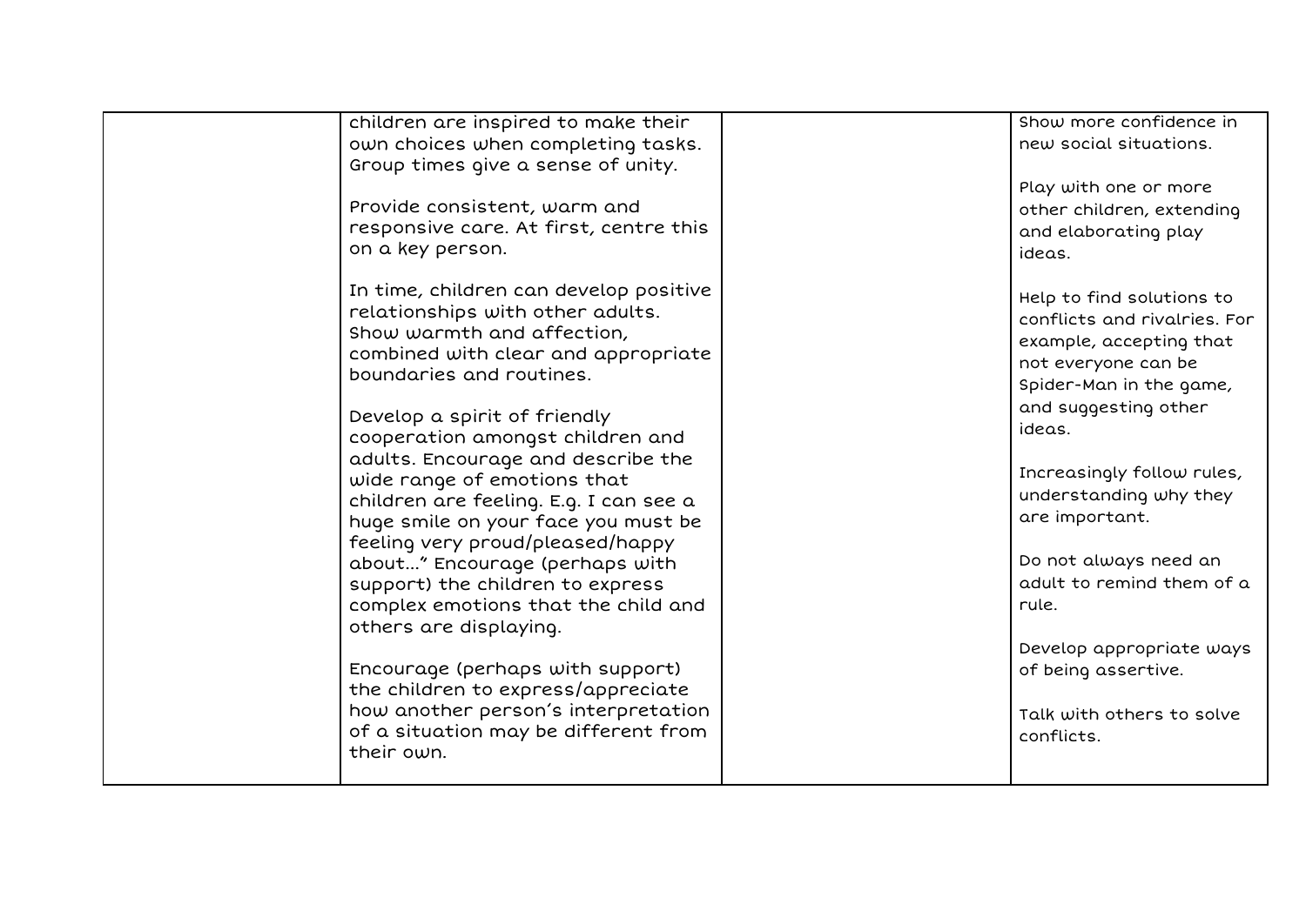| | | | |
|---|---|---|---|
| | children are inspired to make their own choices when completing tasks. Group times give a sense of unity.<br><br>Provide consistent, warm and responsive care. At first, centre this on a key person.<br><br>In time, children can develop positive relationships with other adults. Show warmth and affection, combined with clear and appropriate boundaries and routines.<br><br>Develop a spirit of friendly cooperation amongst children and adults. Encourage and describe the wide range of emotions that children are feeling. E.g. I can see a huge smile on your face you must be feeling very proud/pleased/happy about…" Encourage (perhaps with support) the children to express complex emotions that the child and others are displaying.<br><br>Encourage (perhaps with support) the children to express/appreciate how another person's interpretation of a situation may be different from their own. | | Show more confidence in new social situations.<br><br>Play with one or more other children, extending and elaborating play ideas.<br><br>Help to find solutions to conflicts and rivalries. For example, accepting that not everyone can be Spider-Man in the game, and suggesting other ideas.<br><br>Increasingly follow rules, understanding why they are important.<br><br>Do not always need an adult to remind them of a rule.<br><br>Develop appropriate ways of being assertive.<br><br>Talk with others to solve conflicts. |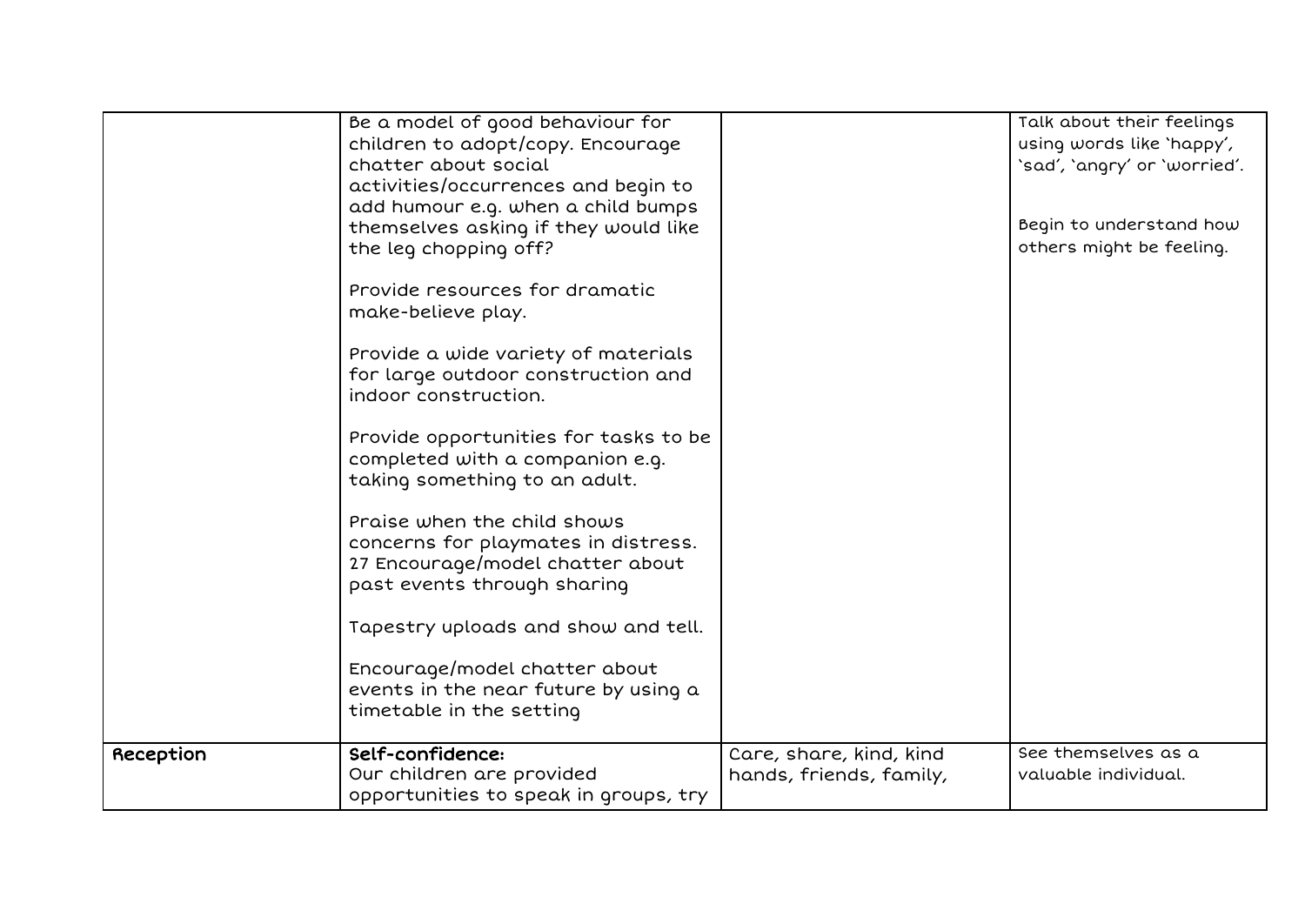| | | | |
|---|---|---|---|
| | Be a model of good behaviour for children to adopt/copy. Encourage chatter about social activities/occurrences and begin to add humour e.g. when a child bumps themselves asking if they would like the leg chopping off?<br><br>Provide resources for dramatic make-believe play.<br><br>Provide a wide variety of materials for large outdoor construction and indoor construction.<br><br>Provide opportunities for tasks to be completed with a companion e.g. taking something to an adult.<br><br>Praise when the child shows concerns for playmates in distress. 27 Encourage/model chatter about past events through sharing<br><br>Tapestry uploads and show and tell.<br><br>Encourage/model chatter about events in the near future by using a timetable in the setting | | Talk about their feelings using words like 'happy', 'sad', 'angry' or 'worried'.<br><br>Begin to understand how others might be feeling. |
| Reception | **Self-confidence:**<br>Our children are provided opportunities to speak in groups, try | Care, share, kind, kind hands, friends, family, | See themselves as a valuable individual. |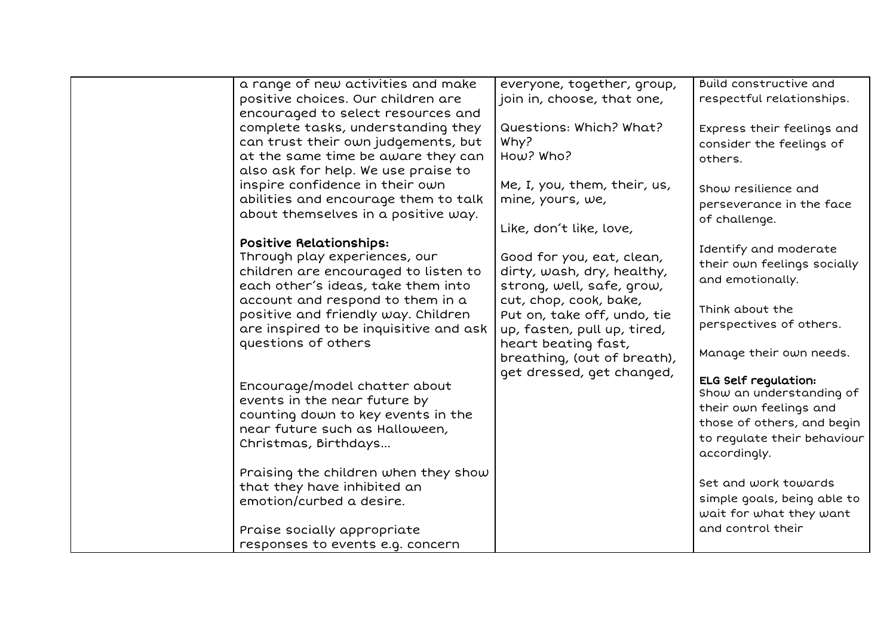| | | | |
|---|---|---|---|
| | a range of new activities and make positive choices. Our children are encouraged to select resources and complete tasks, understanding they can trust their own judgements, but at the same time be aware they can also ask for help. We use praise to inspire confidence in their own abilities and encourage them to talk about themselves in a positive way.<br><br>**Positive Relationships:**<br>Through play experiences, our children are encouraged to listen to each other's ideas, take them into account and respond to them in a positive and friendly way. Children are inspired to be inquisitive and ask questions of others<br><br>Encourage/model chatter about events in the near future by counting down to key events in the near future such as Halloween, Christmas, Birthdays…<br><br>Praising the children when they show that they have inhibited an emotion/curbed a desire.<br><br>Praise socially appropriate responses to events e.g. concern | everyone, together, group, join in, choose, that one,<br><br>Questions: Which? What? Why?<br>How? Who?<br><br>Me, I, you, them, their, us, mine, yours, we,<br><br>Like, don't like, love,<br><br>Good for you, eat, clean, dirty, wash, dry, healthy, strong, well, safe, grow, cut, chop, cook, bake,<br>Put on, take off, undo, tie up, fasten, pull up, tired, heart beating fast, breathing, (out of breath), get dressed, get changed, | Build constructive and respectful relationships.<br><br>Express their feelings and consider the feelings of others.<br><br>Show resilience and perseverance in the face of challenge.<br><br>Identify and moderate their own feelings socially and emotionally.<br><br>Think about the perspectives of others.<br><br>Manage their own needs.<br><br>**ELG Self regulation:**<br>Show an understanding of their own feelings and those of others, and begin to regulate their behaviour accordingly.<br><br>Set and work towards simple goals, being able to wait for what they want and control their |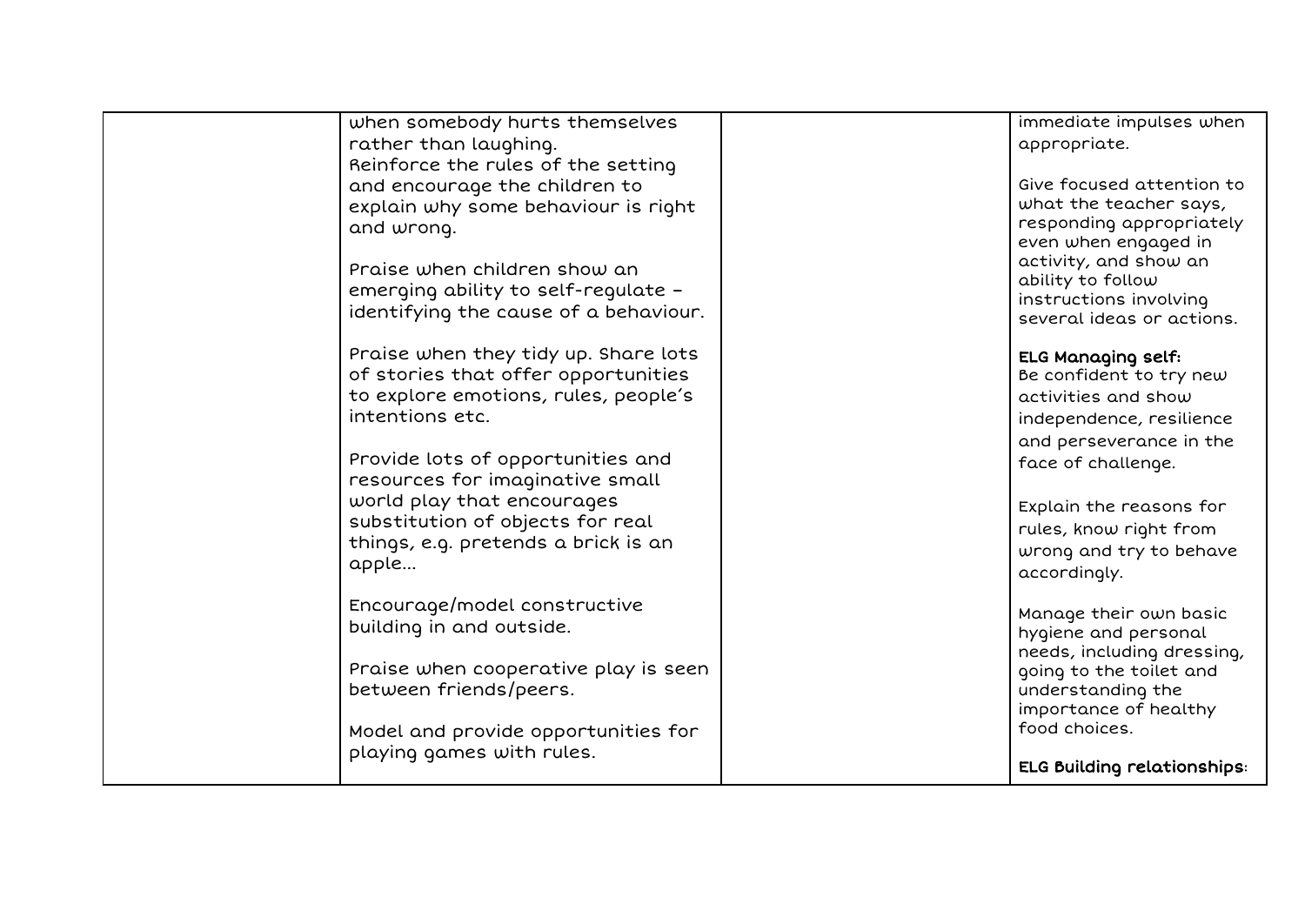| | | | |
|---|---|---|---|
| | when somebody hurts themselves rather than laughing.<br>Reinforce the rules of the setting and encourage the children to explain why some behaviour is right and wrong.<br><br>Praise when children show an emerging ability to self-regulate – identifying the cause of a behaviour.<br><br>Praise when they tidy up. Share lots of stories that offer opportunities to explore emotions, rules, people's intentions etc.<br><br>Provide lots of opportunities and resources for imaginative small world play that encourages substitution of objects for real things, e.g. pretends a brick is an apple...<br><br>Encourage/model constructive building in and outside.<br><br>Praise when cooperative play is seen between friends/peers.<br><br>Model and provide opportunities for playing games with rules. | | immediate impulses when appropriate.<br><br>Give focused attention to what the teacher says, responding appropriately even when engaged in activity, and show an ability to follow instructions involving several ideas or actions.<br><br>**ELG Managing self:**<br>Be confident to try new activities and show independence, resilience and perseverance in the face of challenge.<br><br>Explain the reasons for rules, know right from wrong and try to behave accordingly.<br><br>Manage their own basic hygiene and personal needs, including dressing, going to the toilet and understanding the importance of healthy food choices.<br><br>**ELG Building relationships:** |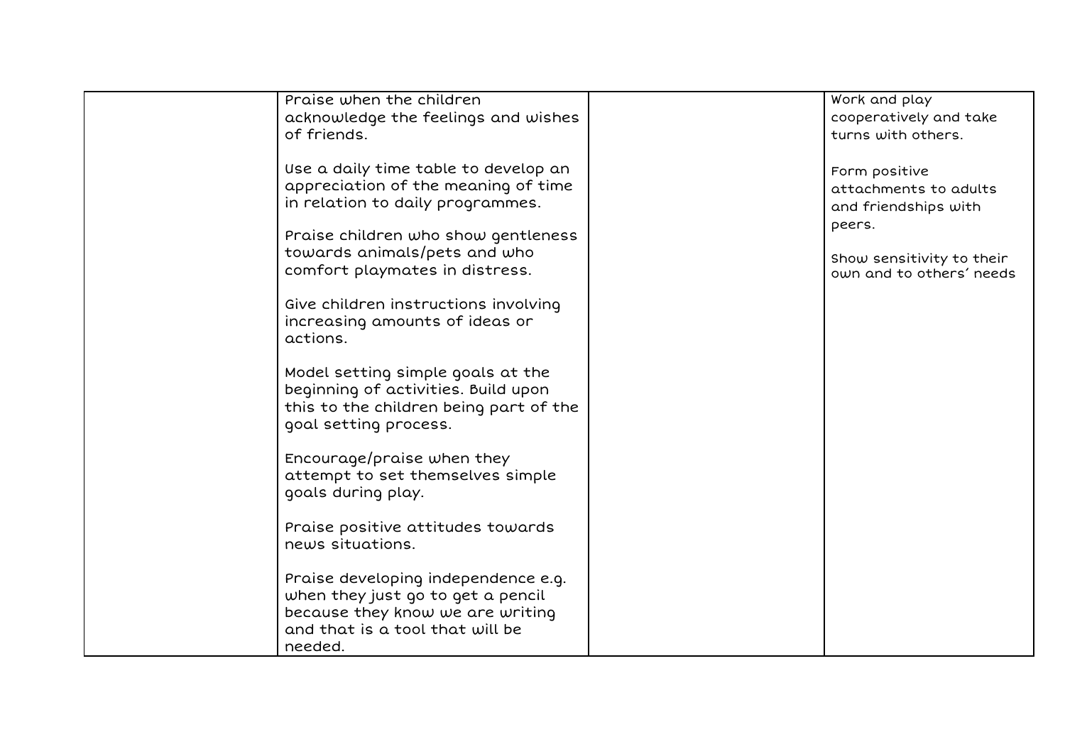| | | | |
|---|---|---|---|
| | Praise when the children acknowledge the feelings and wishes of friends.<br><br>Use a daily time table to develop an appreciation of the meaning of time in relation to daily programmes.<br><br>Praise children who show gentleness towards animals/pets and who comfort playmates in distress.<br><br>Give children instructions involving increasing amounts of ideas or actions.<br><br>Model setting simple goals at the beginning of activities. Build upon this to the children being part of the goal setting process.<br><br>Encourage/praise when they attempt to set themselves simple goals during play.<br><br>Praise positive attitudes towards news situations.<br><br>Praise developing independence e.g. when they just go to get a pencil because they know we are writing and that is a tool that will be needed. | | Work and play cooperatively and take turns with others.<br><br>Form positive attachments to adults and friendships with peers.<br><br>Show sensitivity to their own and to others' needs |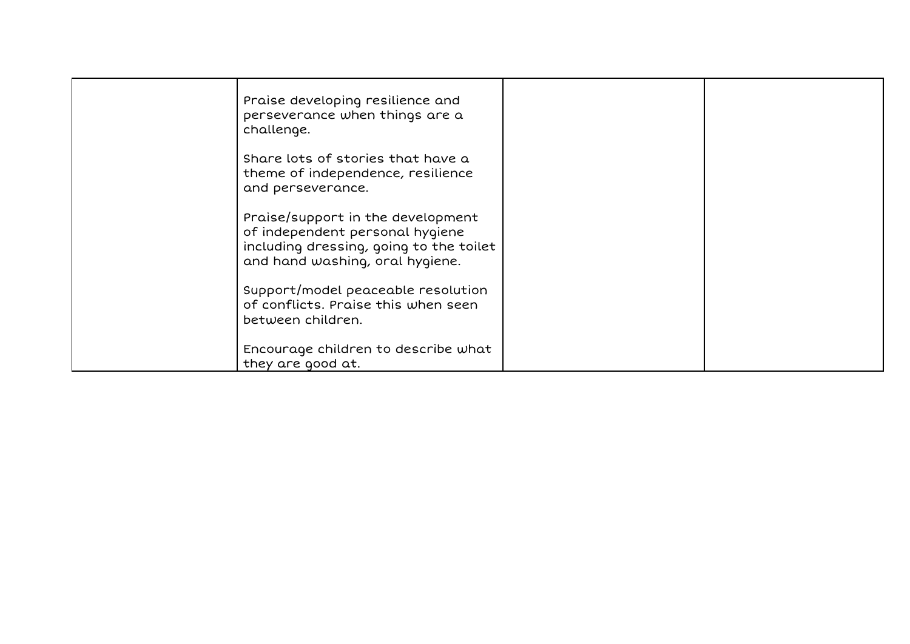| | | | |
|---|---|---|---|
| | Praise developing resilience and perseverance when things are a challenge.<br><br>Share lots of stories that have a theme of independence, resilience and perseverance.<br><br>Praise/support in the development of independent personal hygiene including dressing, going to the toilet and hand washing, oral hygiene.<br><br>Support/model peaceable resolution of conflicts. Praise this when seen between children.<br><br>Encourage children to describe what they are good at. | | |